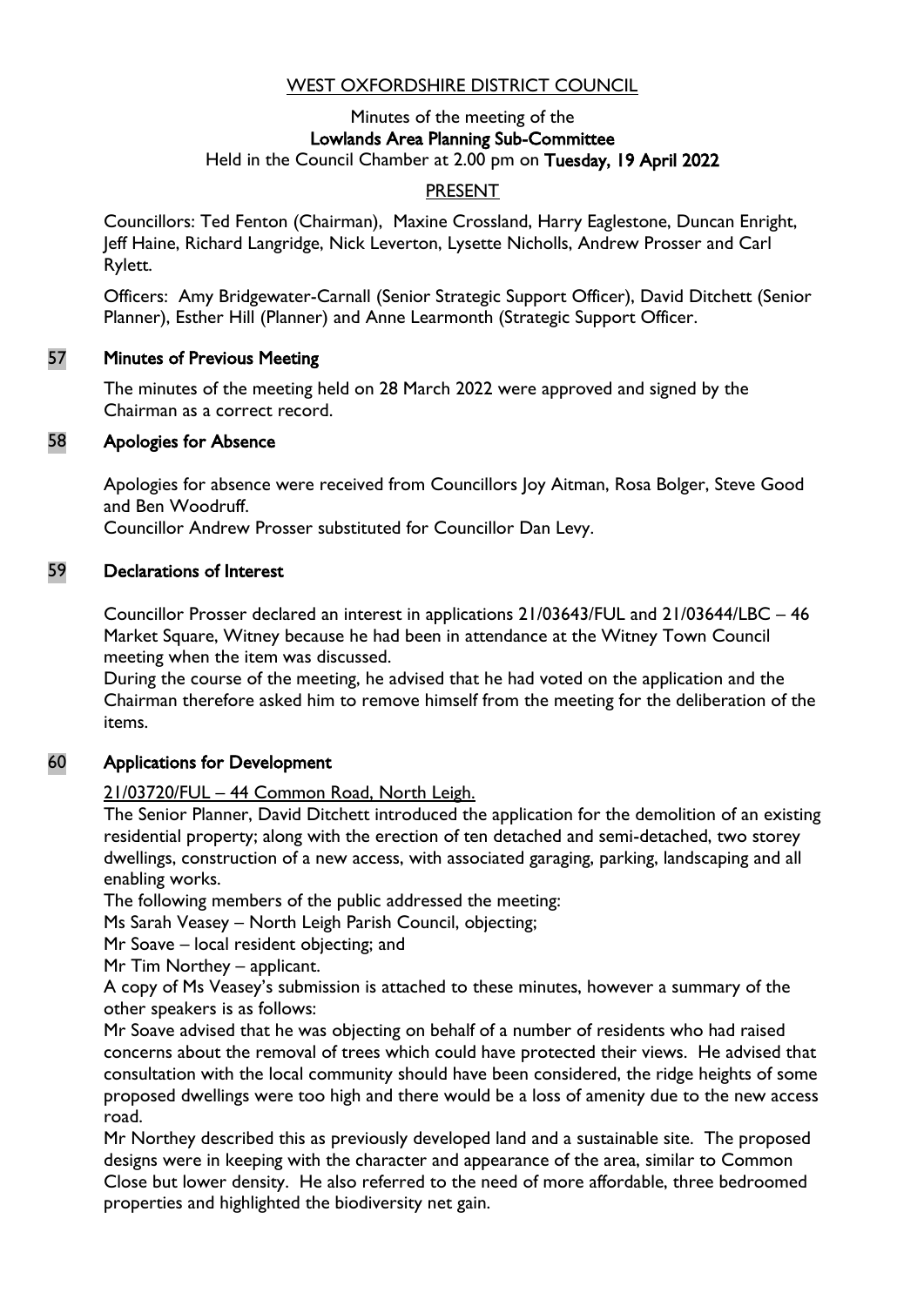# WEST OXFORDSHIRE DISTRICT COUNCIL

Minutes of the meeting of the
**Lowlands Area Planning Sub-Committee**
Held in the Council Chamber at 2.00 pm on **Tuesday, 19 April 2022**

## PRESENT

Councillors: Ted Fenton (Chairman), Maxine Crossland, Harry Eaglestone, Duncan Enright, Jeff Haine, Richard Langridge, Nick Leverton, Lysette Nicholls, Andrew Prosser and Carl Rylett.

Officers: Amy Bridgewater-Carnall (Senior Strategic Support Officer), David Ditchett (Senior Planner), Esther Hill (Planner) and Anne Learmonth (Strategic Support Officer.

## 57 Minutes of Previous Meeting

The minutes of the meeting held on 28 March 2022 were approved and signed by the Chairman as a correct record.

## 58 Apologies for Absence

Apologies for absence were received from Councillors Joy Aitman, Rosa Bolger, Steve Good and Ben Woodruff.
Councillor Andrew Prosser substituted for Councillor Dan Levy.

## 59 Declarations of Interest

Councillor Prosser declared an interest in applications 21/03643/FUL and 21/03644/LBC – 46 Market Square, Witney because he had been in attendance at the Witney Town Council meeting when the item was discussed.
During the course of the meeting, he advised that he had voted on the application and the Chairman therefore asked him to remove himself from the meeting for the deliberation of the items.

## 60 Applications for Development

21/03720/FUL – 44 Common Road, North Leigh.

The Senior Planner, David Ditchett introduced the application for the demolition of an existing residential property; along with the erection of ten detached and semi-detached, two storey dwellings, construction of a new access, with associated garaging, parking, landscaping and all enabling works.

The following members of the public addressed the meeting:

Ms Sarah Veasey – North Leigh Parish Council, objecting;

Mr Soave – local resident objecting; and

Mr Tim Northey – applicant.

A copy of Ms Veasey's submission is attached to these minutes, however a summary of the other speakers is as follows:

Mr Soave advised that he was objecting on behalf of a number of residents who had raised concerns about the removal of trees which could have protected their views. He advised that consultation with the local community should have been considered, the ridge heights of some proposed dwellings were too high and there would be a loss of amenity due to the new access road.

Mr Northey described this as previously developed land and a sustainable site. The proposed designs were in keeping with the character and appearance of the area, similar to Common Close but lower density. He also referred to the need of more affordable, three bedroomed properties and highlighted the biodiversity net gain.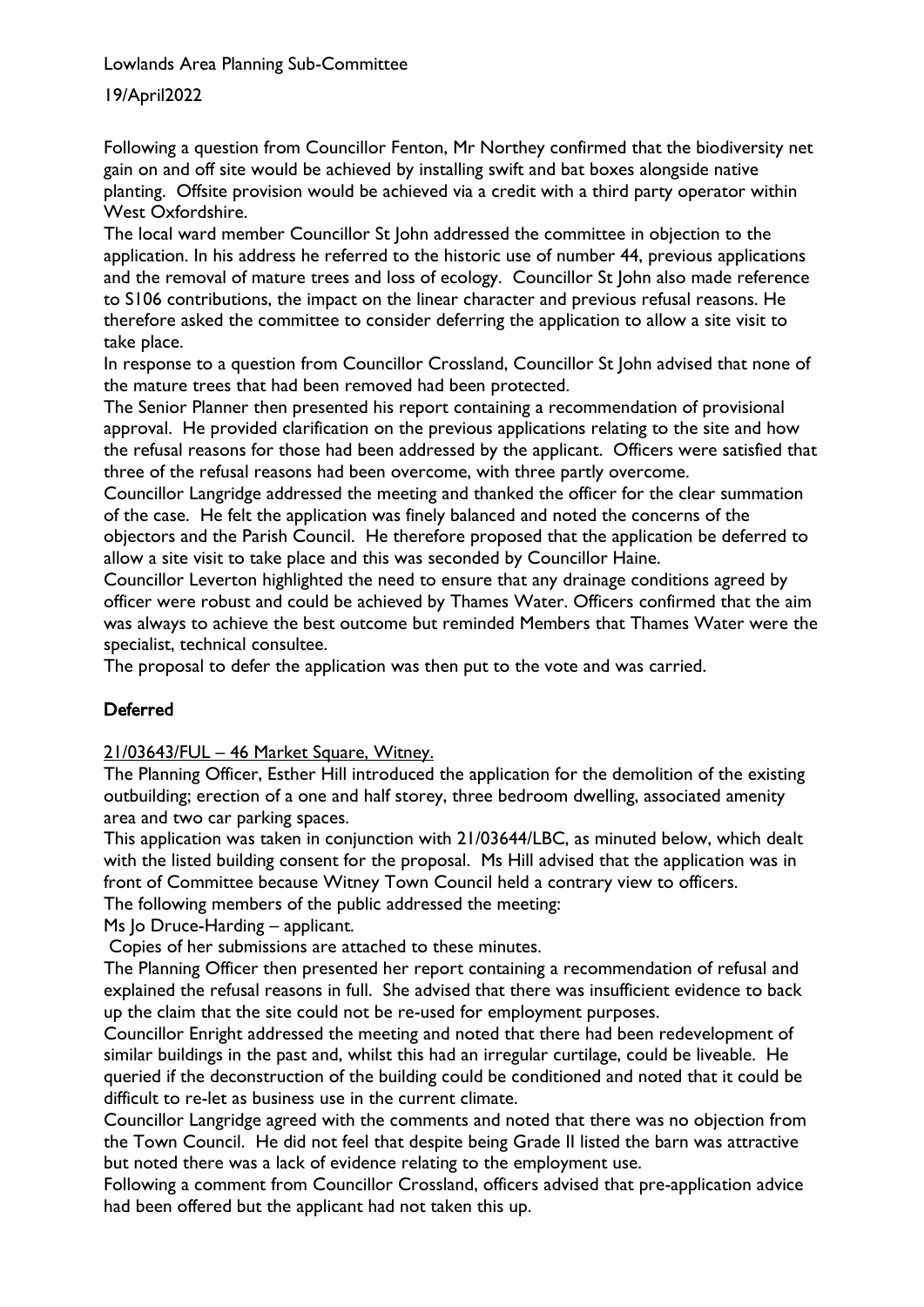Following a question from Councillor Fenton, Mr Northey confirmed that the biodiversity net gain on and off site would be achieved by installing swift and bat boxes alongside native planting. Offsite provision would be achieved via a credit with a third party operator within West Oxfordshire.

The local ward member Councillor St John addressed the committee in objection to the application. In his address he referred to the historic use of number 44, previous applications and the removal of mature trees and loss of ecology. Councillor St John also made reference to S106 contributions, the impact on the linear character and previous refusal reasons. He therefore asked the committee to consider deferring the application to allow a site visit to take place.

In response to a question from Councillor Crossland, Councillor St John advised that none of the mature trees that had been removed had been protected.

The Senior Planner then presented his report containing a recommendation of provisional approval. He provided clarification on the previous applications relating to the site and how the refusal reasons for those had been addressed by the applicant. Officers were satisfied that three of the refusal reasons had been overcome, with three partly overcome.

Councillor Langridge addressed the meeting and thanked the officer for the clear summation of the case. He felt the application was finely balanced and noted the concerns of the objectors and the Parish Council. He therefore proposed that the application be deferred to allow a site visit to take place and this was seconded by Councillor Haine.

Councillor Leverton highlighted the need to ensure that any drainage conditions agreed by officer were robust and could be achieved by Thames Water. Officers confirmed that the aim was always to achieve the best outcome but reminded Members that Thames Water were the specialist, technical consultee.

The proposal to defer the application was then put to the vote and was carried.

**Deferred**

21/03643/FUL – 46 Market Square, Witney.

The Planning Officer, Esther Hill introduced the application for the demolition of the existing outbuilding; erection of a one and half storey, three bedroom dwelling, associated amenity area and two car parking spaces.

This application was taken in conjunction with 21/03644/LBC, as minuted below, which dealt with the listed building consent for the proposal. Ms Hill advised that the application was in front of Committee because Witney Town Council held a contrary view to officers.

The following members of the public addressed the meeting:

Ms Jo Druce-Harding – applicant.

Copies of her submissions are attached to these minutes.

The Planning Officer then presented her report containing a recommendation of refusal and explained the refusal reasons in full. She advised that there was insufficient evidence to back up the claim that the site could not be re-used for employment purposes.

Councillor Enright addressed the meeting and noted that there had been redevelopment of similar buildings in the past and, whilst this had an irregular curtilage, could be liveable. He queried if the deconstruction of the building could be conditioned and noted that it could be difficult to re-let as business use in the current climate.

Councillor Langridge agreed with the comments and noted that there was no objection from the Town Council. He did not feel that despite being Grade II listed the barn was attractive but noted there was a lack of evidence relating to the employment use.

Following a comment from Councillor Crossland, officers advised that pre-application advice had been offered but the applicant had not taken this up.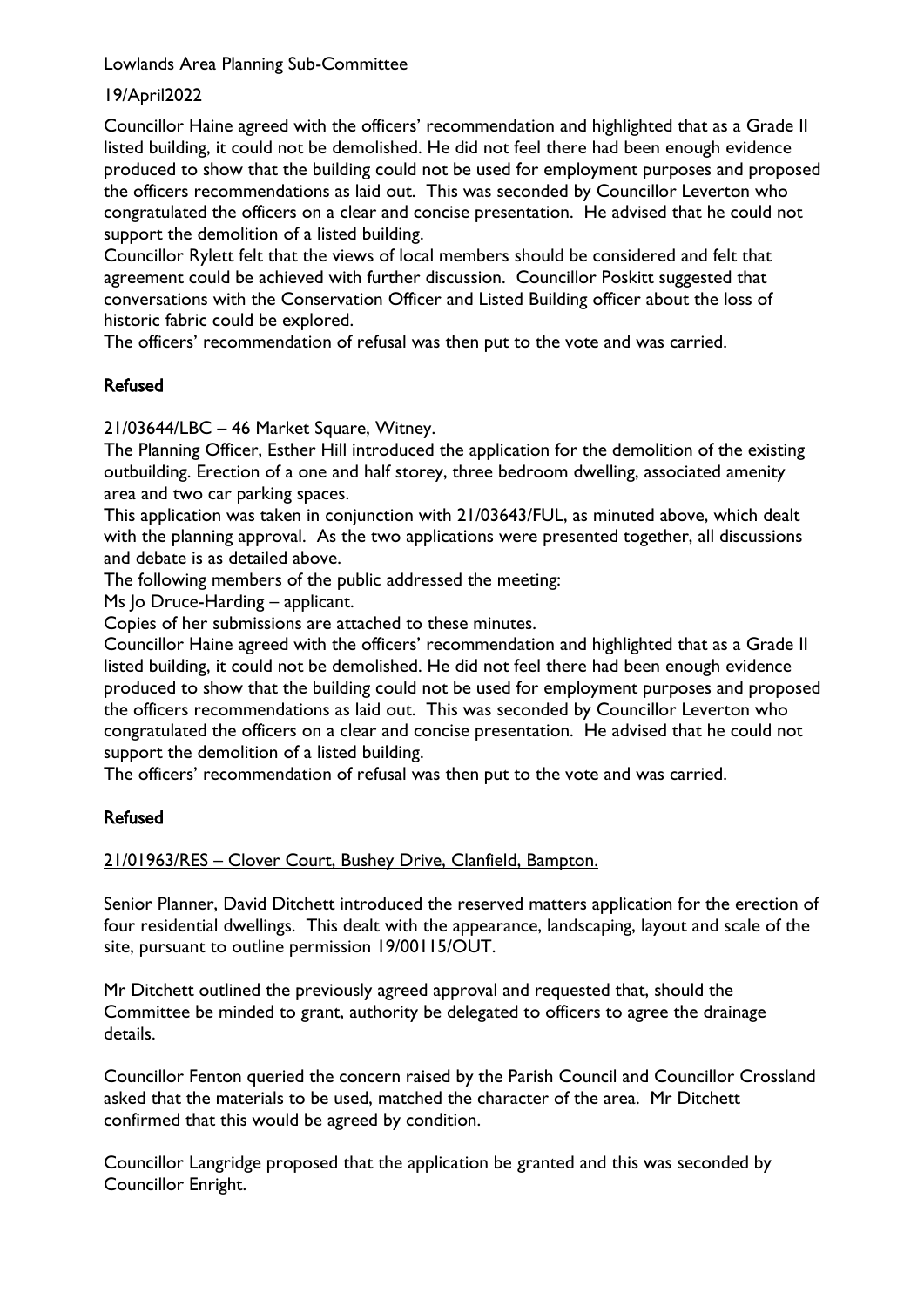Councillor Haine agreed with the officers' recommendation and highlighted that as a Grade II listed building, it could not be demolished. He did not feel there had been enough evidence produced to show that the building could not be used for employment purposes and proposed the officers recommendations as laid out. This was seconded by Councillor Leverton who congratulated the officers on a clear and concise presentation. He advised that he could not support the demolition of a listed building.

Councillor Rylett felt that the views of local members should be considered and felt that agreement could be achieved with further discussion. Councillor Poskitt suggested that conversations with the Conservation Officer and Listed Building officer about the loss of historic fabric could be explored.

The officers' recommendation of refusal was then put to the vote and was carried.

**Refused**

21/03644/LBC – 46 Market Square, Witney.

The Planning Officer, Esther Hill introduced the application for the demolition of the existing outbuilding. Erection of a one and half storey, three bedroom dwelling, associated amenity area and two car parking spaces.

This application was taken in conjunction with 21/03643/FUL, as minuted above, which dealt with the planning approval. As the two applications were presented together, all discussions and debate is as detailed above.

The following members of the public addressed the meeting:

Ms Jo Druce-Harding – applicant.

Copies of her submissions are attached to these minutes.

Councillor Haine agreed with the officers' recommendation and highlighted that as a Grade II listed building, it could not be demolished. He did not feel there had been enough evidence produced to show that the building could not be used for employment purposes and proposed the officers recommendations as laid out. This was seconded by Councillor Leverton who congratulated the officers on a clear and concise presentation. He advised that he could not support the demolition of a listed building.

The officers' recommendation of refusal was then put to the vote and was carried.

**Refused**

21/01963/RES – Clover Court, Bushey Drive, Clanfield, Bampton.

Senior Planner, David Ditchett introduced the reserved matters application for the erection of four residential dwellings. This dealt with the appearance, landscaping, layout and scale of the site, pursuant to outline permission 19/00115/OUT.

Mr Ditchett outlined the previously agreed approval and requested that, should the Committee be minded to grant, authority be delegated to officers to agree the drainage details.

Councillor Fenton queried the concern raised by the Parish Council and Councillor Crossland asked that the materials to be used, matched the character of the area. Mr Ditchett confirmed that this would be agreed by condition.

Councillor Langridge proposed that the application be granted and this was seconded by Councillor Enright.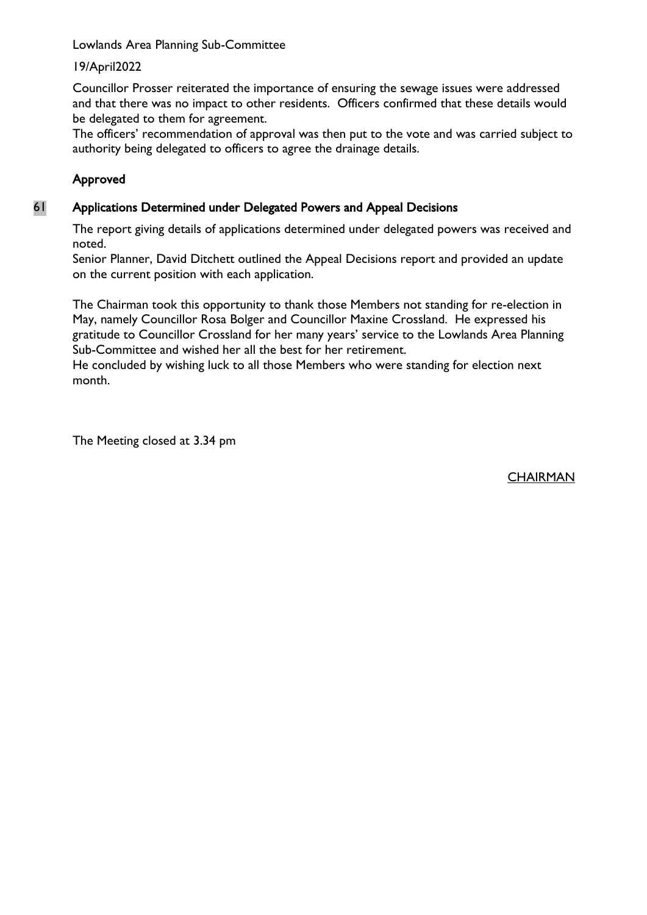Councillor Prosser reiterated the importance of ensuring the sewage issues were addressed and that there was no impact to other residents. Officers confirmed that these details would be delegated to them for agreement.
The officers' recommendation of approval was then put to the vote and was carried subject to authority being delegated to officers to agree the drainage details.

**Approved**

## 61 Applications Determined under Delegated Powers and Appeal Decisions

The report giving details of applications determined under delegated powers was received and noted.
Senior Planner, David Ditchett outlined the Appeal Decisions report and provided an update on the current position with each application.

The Chairman took this opportunity to thank those Members not standing for re-election in May, namely Councillor Rosa Bolger and Councillor Maxine Crossland. He expressed his gratitude to Councillor Crossland for her many years' service to the Lowlands Area Planning Sub-Committee and wished her all the best for her retirement.
He concluded by wishing luck to all those Members who were standing for election next month.

The Meeting closed at 3.34 pm

CHAIRMAN